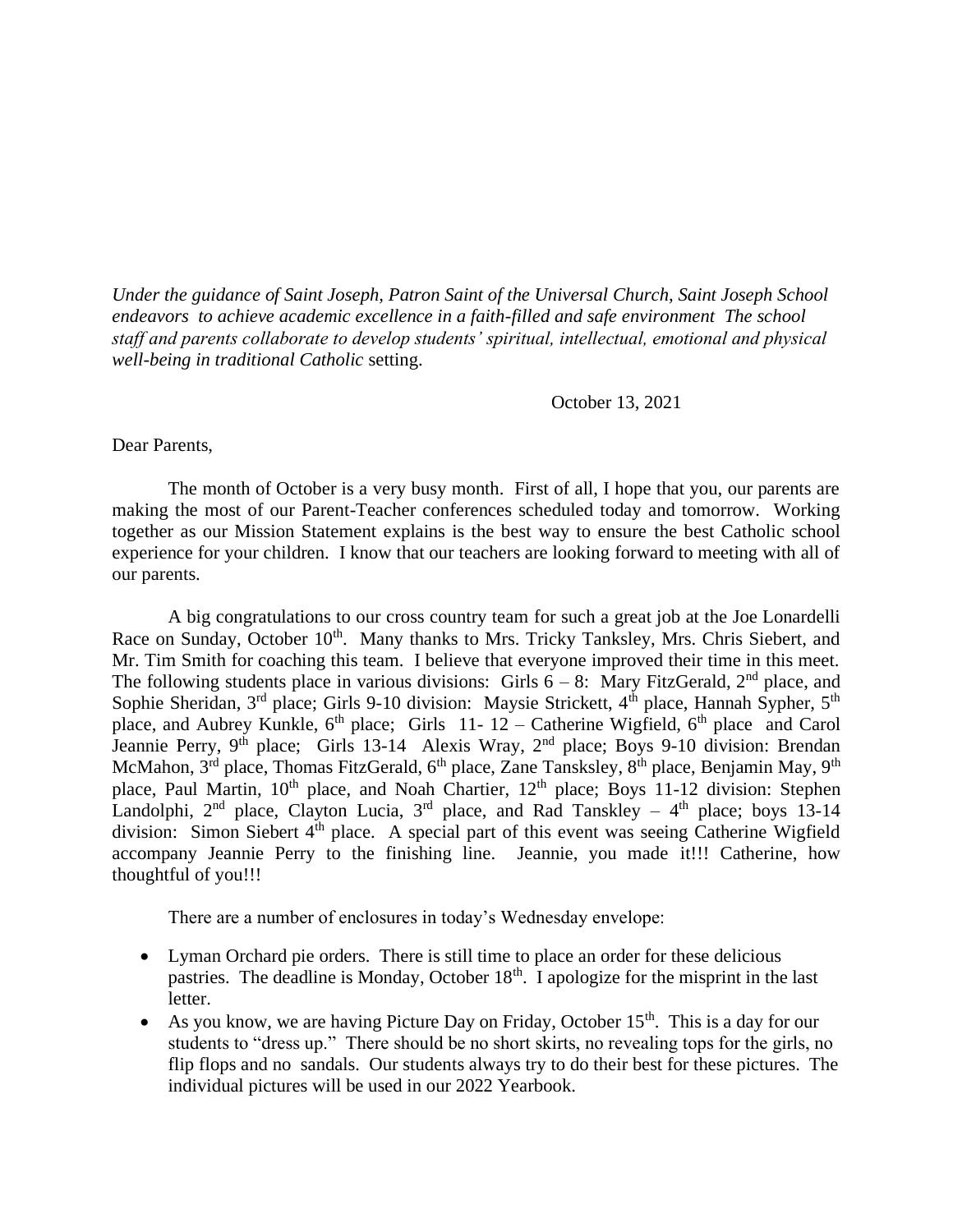*Under the guidance of Saint Joseph, Patron Saint of the Universal Church, Saint Joseph School endeavors to achieve academic excellence in a faith-filled and safe environment The school staff and parents collaborate to develop students' spiritual, intellectual, emotional and physical well-being in traditional Catholic* setting.

October 13, 2021

Dear Parents,

The month of October is a very busy month. First of all, I hope that you, our parents are making the most of our Parent-Teacher conferences scheduled today and tomorrow. Working together as our Mission Statement explains is the best way to ensure the best Catholic school experience for your children. I know that our teachers are looking forward to meeting with all of our parents.

A big congratulations to our cross country team for such a great job at the Joe Lonardelli Race on Sunday, October 10th. Many thanks to Mrs. Tricky Tanksley, Mrs. Chris Siebert, and Mr. Tim Smith for coaching this team. I believe that everyone improved their time in this meet. The following students place in various divisions: Girls 6 – 8: Mary FitzGerald, 2nd place, and Sophie Sheridan, 3rd place; Girls 9-10 division: Maysie Strickett, 4th place, Hannah Sypher, 5th place, and Aubrey Kunkle, 6th place; Girls 11- 12 – Catherine Wigfield, 6th place and Carol Jeannie Perry, 9th place; Girls 13-14 Alexis Wray, 2nd place; Boys 9-10 division: Brendan McMahon, 3rd place, Thomas FitzGerald, 6th place, Zane Tansksley, 8th place, Benjamin May, 9th place, Paul Martin, 10th place, and Noah Chartier, 12th place; Boys 11-12 division: Stephen Landolphi, 2nd place, Clayton Lucia, 3rd place, and Rad Tanskley – 4th place; boys 13-14 division: Simon Siebert 4th place. A special part of this event was seeing Catherine Wigfield accompany Jeannie Perry to the finishing line. Jeannie, you made it!!! Catherine, how thoughtful of you!!!

There are a number of enclosures in today's Wednesday envelope:

- Lyman Orchard pie orders. There is still time to place an order for these delicious pastries. The deadline is Monday, October 18th. I apologize for the misprint in the last letter.
- As you know, we are having Picture Day on Friday, October 15th. This is a day for our students to "dress up." There should be no short skirts, no revealing tops for the girls, no flip flops and no sandals. Our students always try to do their best for these pictures. The individual pictures will be used in our 2022 Yearbook.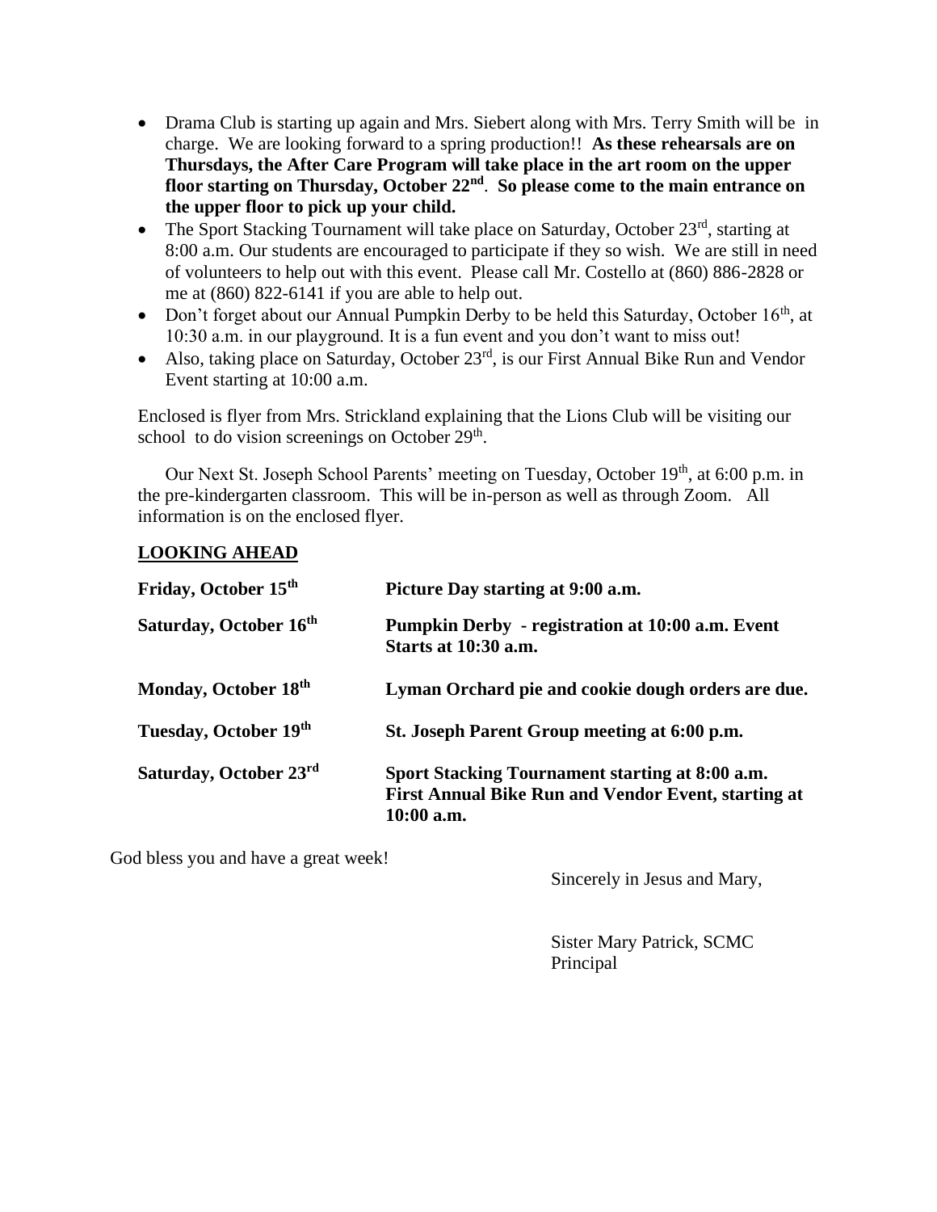- Drama Club is starting up again and Mrs. Siebert along with Mrs. Terry Smith will be in charge. We are looking forward to a spring production!! **As these rehearsals are on Thursdays, the After Care Program will take place in the art room on the upper floor starting on Thursday, October 22nd. So please come to the main entrance on the upper floor to pick up your child.**
- The Sport Stacking Tournament will take place on Saturday, October 23rd, starting at 8:00 a.m. Our students are encouraged to participate if they so wish. We are still in need of volunteers to help out with this event. Please call Mr. Costello at (860) 886-2828 or me at (860) 822-6141 if you are able to help out.
- Don't forget about our Annual Pumpkin Derby to be held this Saturday, October 16th, at 10:30 a.m. in our playground. It is a fun event and you don't want to miss out!
- Also, taking place on Saturday, October 23rd, is our First Annual Bike Run and Vendor Event starting at 10:00 a.m.

Enclosed is flyer from Mrs. Strickland explaining that the Lions Club will be visiting our school to do vision screenings on October 29th.

Our Next St. Joseph School Parents' meeting on Tuesday, October 19th, at 6:00 p.m. in the pre-kindergarten classroom. This will be in-person as well as through Zoom. All information is on the enclosed flyer.

**LOOKING AHEAD**

| | |
|---|---|
| **Friday, October 15th** | **Picture Day starting at 9:00 a.m.** |
| **Saturday, October 16th** | **Pumpkin Derby - registration at 10:00 a.m. Event Starts at 10:30 a.m.** |
| **Monday, October 18th** | **Lyman Orchard pie and cookie dough orders are due.** |
| **Tuesday, October 19th** | **St. Joseph Parent Group meeting at 6:00 p.m.** |
| **Saturday, October 23rd** | **Sport Stacking Tournament starting at 8:00 a.m. First Annual Bike Run and Vendor Event, starting at 10:00 a.m.** |

God bless you and have a great week!

Sincerely in Jesus and Mary,

Sister Mary Patrick, SCMC
Principal